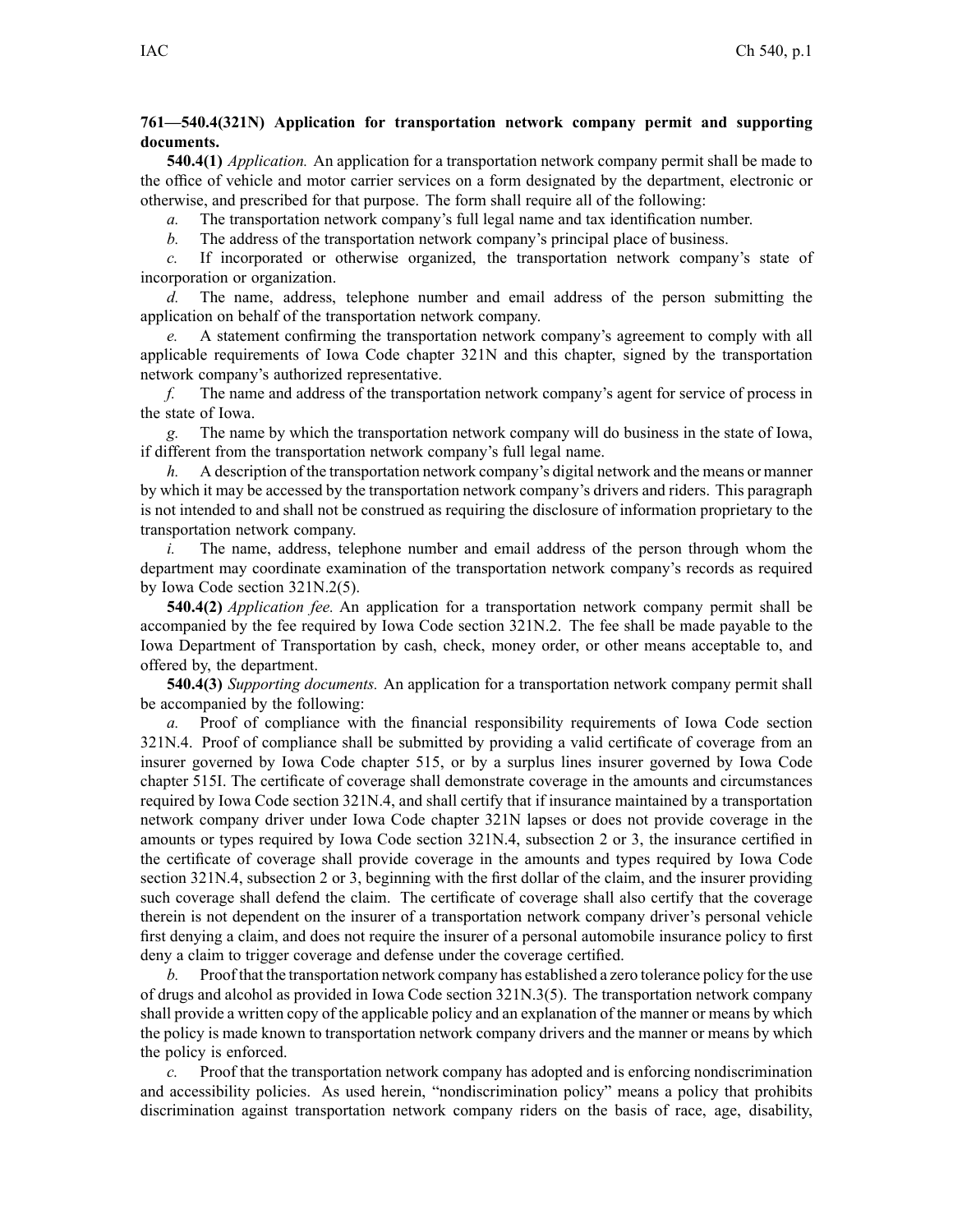**761—540.4(321N) Application for transportation network company permit and supporting documents.**

**540.4(1)** *Application.* An application for a transportation network company permit shall be made to the office of vehicle and motor carrier services on a form designated by the department, electronic or otherwise, and prescribed for that purpose. The form shall require all of the following:

*a.* The transportation network company's full legal name and tax identification number.

*b.* The address of the transportation network company's principal place of business.

*c.* If incorporated or otherwise organized, the transportation network company's state of incorporation or organization.

*d.* The name, address, telephone number and email address of the person submitting the application on behalf of the transportation network company.

*e.* A statement confirming the transportation network company's agreement to comply with all applicable requirements of Iowa Code chapter 321N and this chapter, signed by the transportation network company's authorized representative.

*f.* The name and address of the transportation network company's agent for service of process in the state of Iowa.

*g.* The name by which the transportation network company will do business in the state of Iowa, if different from the transportation network company's full legal name.

*h.* A description of the transportation network company's digital network and the means or manner by which it may be accessed by the transportation network company's drivers and riders. This paragraph is not intended to and shall not be construed as requiring the disclosure of information proprietary to the transportation network company.

*i.* The name, address, telephone number and email address of the person through whom the department may coordinate examination of the transportation network company's records as required by Iowa Code section 321N.2(5).

**540.4(2)** *Application fee.* An application for a transportation network company permit shall be accompanied by the fee required by Iowa Code section 321N.2. The fee shall be made payable to the Iowa Department of Transportation by cash, check, money order, or other means acceptable to, and offered by, the department.

**540.4(3)** *Supporting documents.* An application for a transportation network company permit shall be accompanied by the following:

*a.* Proof of compliance with the financial responsibility requirements of Iowa Code section 321N.4. Proof of compliance shall be submitted by providing a valid certificate of coverage from an insurer governed by Iowa Code chapter 515, or by a surplus lines insurer governed by Iowa Code chapter 515I. The certificate of coverage shall demonstrate coverage in the amounts and circumstances required by Iowa Code section 321N.4, and shall certify that if insurance maintained by a transportation network company driver under Iowa Code chapter 321N lapses or does not provide coverage in the amounts or types required by Iowa Code section 321N.4, subsection 2 or 3, the insurance certified in the certificate of coverage shall provide coverage in the amounts and types required by Iowa Code section 321N.4, subsection 2 or 3, beginning with the first dollar of the claim, and the insurer providing such coverage shall defend the claim. The certificate of coverage shall also certify that the coverage therein is not dependent on the insurer of a transportation network company driver's personal vehicle first denying a claim, and does not require the insurer of a personal automobile insurance policy to first deny a claim to trigger coverage and defense under the coverage certified.

*b.* Proof that the transportation network company has established a zero tolerance policy for the use of drugs and alcohol as provided in Iowa Code section 321N.3(5). The transportation network company shall provide a written copy of the applicable policy and an explanation of the manner or means by which the policy is made known to transportation network company drivers and the manner or means by which the policy is enforced.

*c.* Proof that the transportation network company has adopted and is enforcing nondiscrimination and accessibility policies. As used herein, "nondiscrimination policy" means a policy that prohibits discrimination against transportation network company riders on the basis of race, age, disability,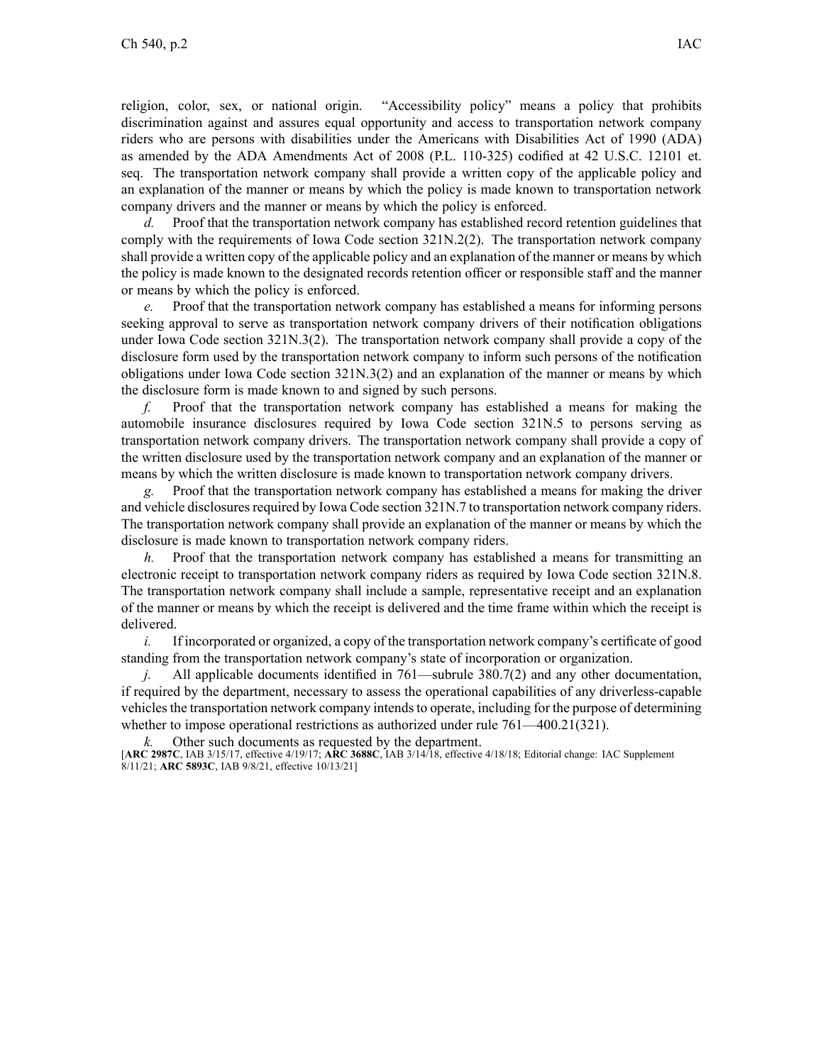religion, color, sex, or national origin. "Accessibility policy" means a policy that prohibits discrimination against and assures equal opportunity and access to transportation network company riders who are persons with disabilities under the Americans with Disabilities Act of 1990 (ADA) as amended by the ADA Amendments Act of 2008 (P.L. 110-325) codified at 42 U.S.C. 12101 et. seq. The transportation network company shall provide a written copy of the applicable policy and an explanation of the manner or means by which the policy is made known to transportation network company drivers and the manner or means by which the policy is enforced.

*d.* Proof that the transportation network company has established record retention guidelines that comply with the requirements of Iowa Code section 321N.2(2). The transportation network company shall provide a written copy of the applicable policy and an explanation of the manner or means by which the policy is made known to the designated records retention officer or responsible staff and the manner or means by which the policy is enforced.

*e.* Proof that the transportation network company has established a means for informing persons seeking approval to serve as transportation network company drivers of their notification obligations under Iowa Code section 321N.3(2). The transportation network company shall provide a copy of the disclosure form used by the transportation network company to inform such persons of the notification obligations under Iowa Code section 321N.3(2) and an explanation of the manner or means by which the disclosure form is made known to and signed by such persons.

*f.* Proof that the transportation network company has established a means for making the automobile insurance disclosures required by Iowa Code section 321N.5 to persons serving as transportation network company drivers. The transportation network company shall provide a copy of the written disclosure used by the transportation network company and an explanation of the manner or means by which the written disclosure is made known to transportation network company drivers.

*g.* Proof that the transportation network company has established a means for making the driver and vehicle disclosures required by Iowa Code section 321N.7 to transportation network company riders. The transportation network company shall provide an explanation of the manner or means by which the disclosure is made known to transportation network company riders.

*h.* Proof that the transportation network company has established a means for transmitting an electronic receipt to transportation network company riders as required by Iowa Code section 321N.8. The transportation network company shall include a sample, representative receipt and an explanation of the manner or means by which the receipt is delivered and the time frame within which the receipt is delivered.

*i.* If incorporated or organized, a copy of the transportation network company's certificate of good standing from the transportation network company's state of incorporation or organization.

*j.* All applicable documents identified in 761—subrule 380.7(2) and any other documentation, if required by the department, necessary to assess the operational capabilities of any driverless-capable vehicles the transportation network company intends to operate, including for the purpose of determining whether to impose operational restrictions as authorized under rule 761—400.21(321).

*k.* Other such documents as requested by the department.

[**ARC 2987C**, IAB 3/15/17, effective 4/19/17; **ARC 3688C**, IAB 3/14/18, effective 4/18/18; Editorial change: IAC Supplement 8/11/21; **ARC 5893C**, IAB 9/8/21, effective 10/13/21]